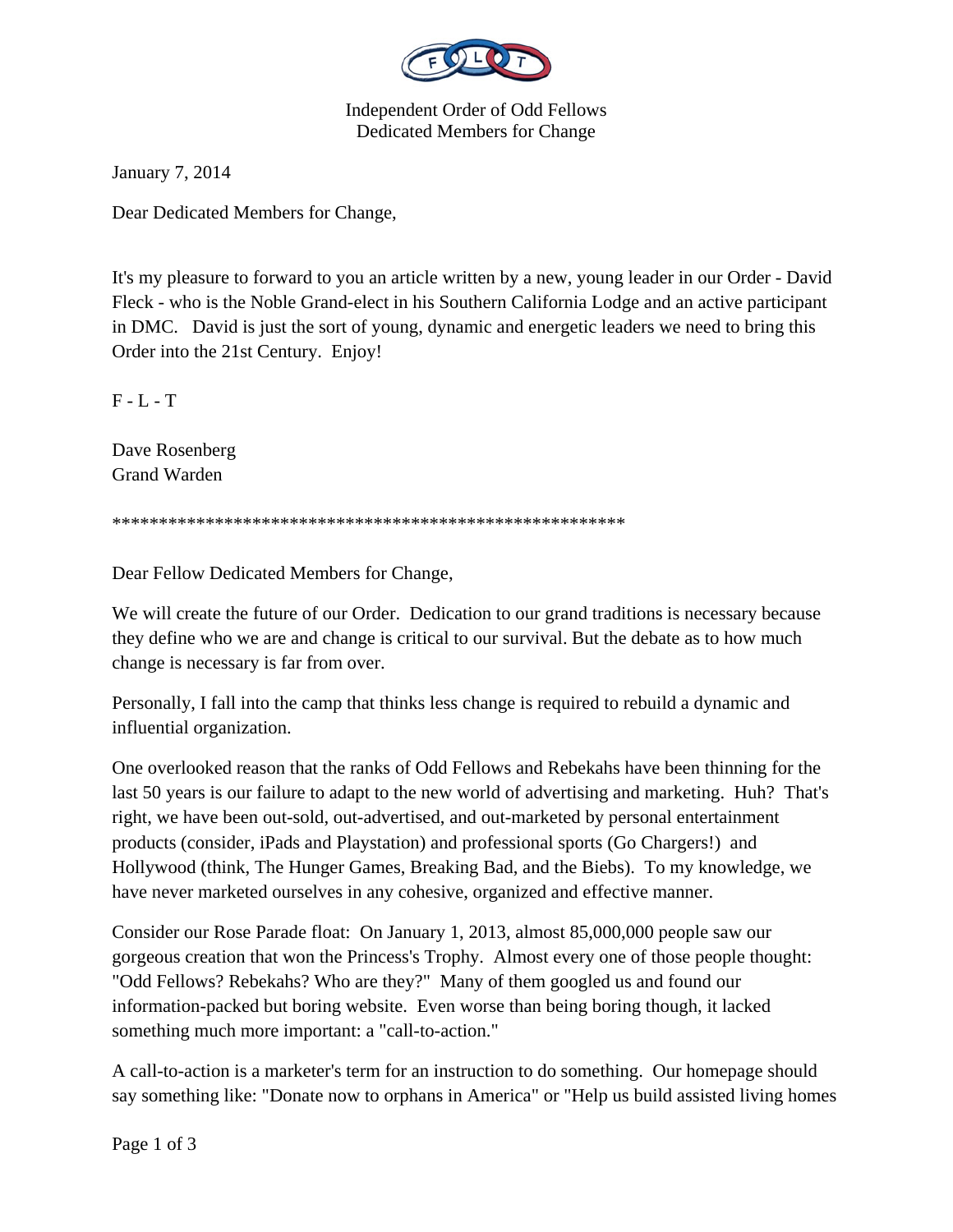Independent Order of Odd Fellows
Dedicated Members for Change

January 7, 2014

Dear Dedicated Members for Change,

It's my pleasure to forward to you an article written by a new, young leader in our Order - David Fleck - who is the Noble Grand-elect in his Southern California Lodge and an active participant in DMC. David is just the sort of young, dynamic and energetic leaders we need to bring this Order into the 21st Century. Enjoy!

F - L - T

Dave Rosenberg
Grand Warden

**********************************************************

Dear Fellow Dedicated Members for Change,

We will create the future of our Order. Dedication to our grand traditions is necessary because they define who we are and change is critical to our survival. But the debate as to how much change is necessary is far from over.

Personally, I fall into the camp that thinks less change is required to rebuild a dynamic and influential organization.

One overlooked reason that the ranks of Odd Fellows and Rebekahs have been thinning for the last 50 years is our failure to adapt to the new world of advertising and marketing. Huh? That's right, we have been out-sold, out-advertised, and out-marketed by personal entertainment products (consider, iPads and Playstation) and professional sports (Go Chargers!) and Hollywood (think, The Hunger Games, Breaking Bad, and the Biebs). To my knowledge, we have never marketed ourselves in any cohesive, organized and effective manner.

Consider our Rose Parade float: On January 1, 2013, almost 85,000,000 people saw our gorgeous creation that won the Princess's Trophy. Almost every one of those people thought: "Odd Fellows? Rebekahs? Who are they?" Many of them googled us and found our information-packed but boring website. Even worse than being boring though, it lacked something much more important: a "call-to-action."

A call-to-action is a marketer's term for an instruction to do something. Our homepage should say something like: "Donate now to orphans in America" or "Help us build assisted living homes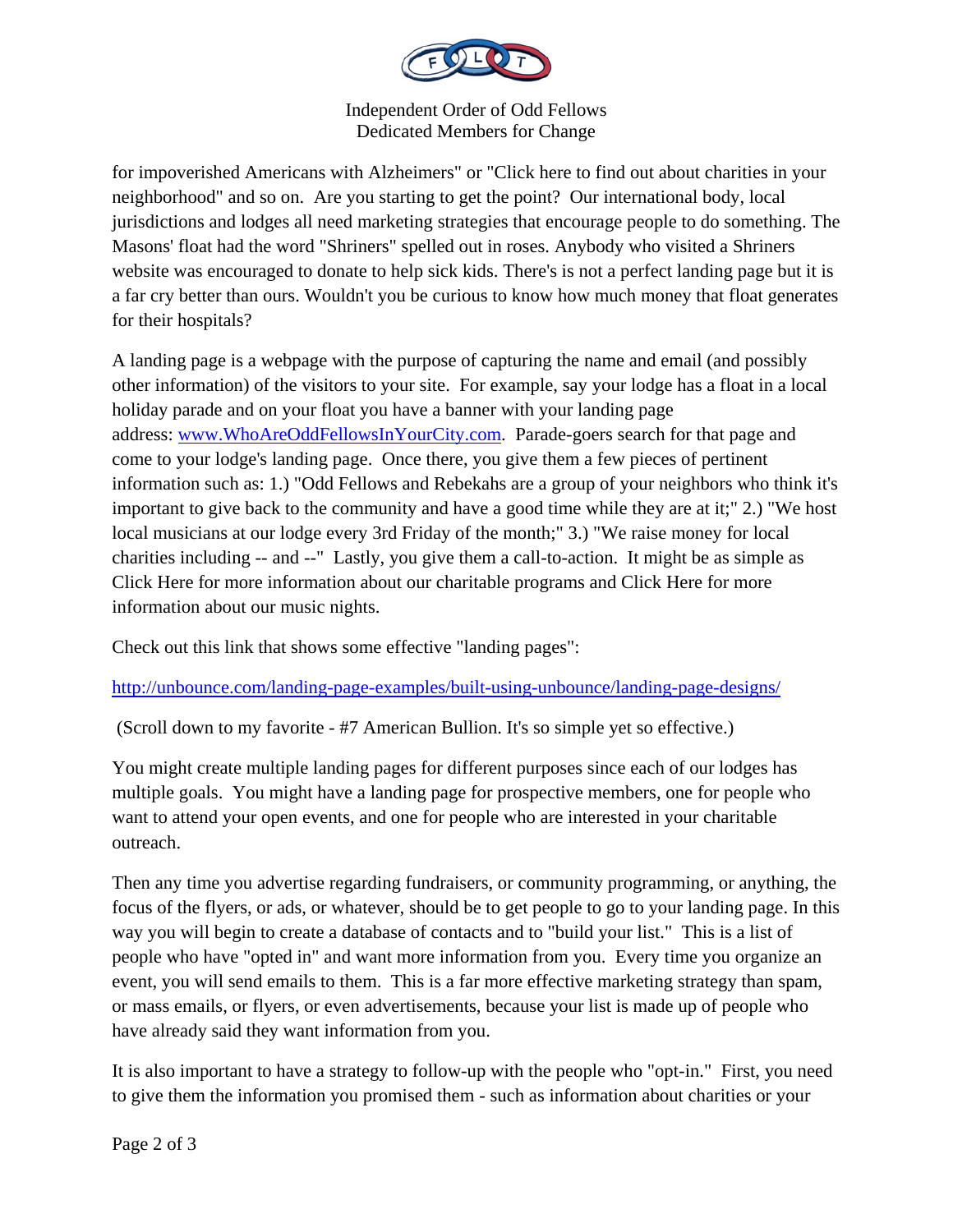for impoverished Americans with Alzheimers" or "Click here to find out about charities in your neighborhood" and so on. Are you starting to get the point? Our international body, local jurisdictions and lodges all need marketing strategies that encourage people to do something. The Masons' float had the word "Shriners" spelled out in roses. Anybody who visited a Shriners website was encouraged to donate to help sick kids. There's is not a perfect landing page but it is a far cry better than ours. Wouldn't you be curious to know how much money that float generates for their hospitals?

A landing page is a webpage with the purpose of capturing the name and email (and possibly other information) of the visitors to your site. For example, say your lodge has a float in a local holiday parade and on your float you have a banner with your landing page address: [www.WhoAreOddFellowsInYourCity.com](http://www.WhoAreOddFellowsInYourCity.com). Parade-goers search for that page and come to your lodge's landing page. Once there, you give them a few pieces of pertinent information such as: 1.) "Odd Fellows and Rebekahs are a group of your neighbors who think it's important to give back to the community and have a good time while they are at it;" 2.) "We host local musicians at our lodge every 3rd Friday of the month;" 3.) "We raise money for local charities including -- and --" Lastly, you give them a call-to-action. It might be as simple as Click Here for more information about our charitable programs and Click Here for more information about our music nights.

Check out this link that shows some effective "landing pages":

[http://unbounce.com/landing-page-examples/built-using-unbounce/landing-page-designs/](http://unbounce.com/landing-page-examples/built-using-unbounce/landing-page-designs/)

(Scroll down to my favorite - #7 American Bullion. It's so simple yet so effective.)

You might create multiple landing pages for different purposes since each of our lodges has multiple goals. You might have a landing page for prospective members, one for people who want to attend your open events, and one for people who are interested in your charitable outreach.

Then any time you advertise regarding fundraisers, or community programming, or anything, the focus of the flyers, or ads, or whatever, should be to get people to go to your landing page. In this way you will begin to create a database of contacts and to "build your list." This is a list of people who have "opted in" and want more information from you. Every time you organize an event, you will send emails to them. This is a far more effective marketing strategy than spam, or mass emails, or flyers, or even advertisements, because your list is made up of people who have already said they want information from you.

It is also important to have a strategy to follow-up with the people who "opt-in." First, you need to give them the information you promised them - such as information about charities or your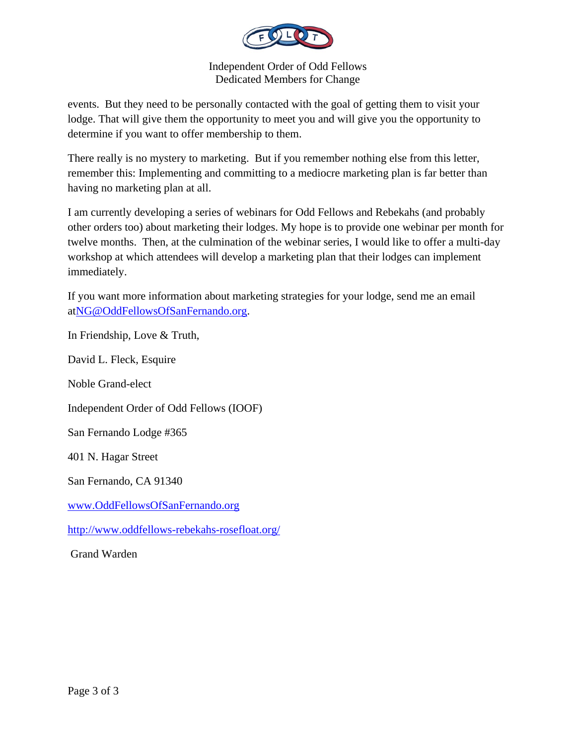events. But they need to be personally contacted with the goal of getting them to visit your lodge. That will give them the opportunity to meet you and will give you the opportunity to determine if you want to offer membership to them.

There really is no mystery to marketing. But if you remember nothing else from this letter, remember this: Implementing and committing to a mediocre marketing plan is far better than having no marketing plan at all.

I am currently developing a series of webinars for Odd Fellows and Rebekahs (and probably other orders too) about marketing their lodges. My hope is to provide one webinar per month for twelve months. Then, at the culmination of the webinar series, I would like to offer a multi-day workshop at which attendees will develop a marketing plan that their lodges can implement immediately.

If you want more information about marketing strategies for your lodge, send me an email atNG@OddFellowsOfSanFernando.org.

In Friendship, Love & Truth,

David L. Fleck, Esquire

Noble Grand-elect

Independent Order of Odd Fellows (IOOF)

San Fernando Lodge #365

401 N. Hagar Street

San Fernando, CA 91340

www.OddFellowsOfSanFernando.org

http://www.oddfellows-rebekahs-rosefloat.org/

Grand Warden